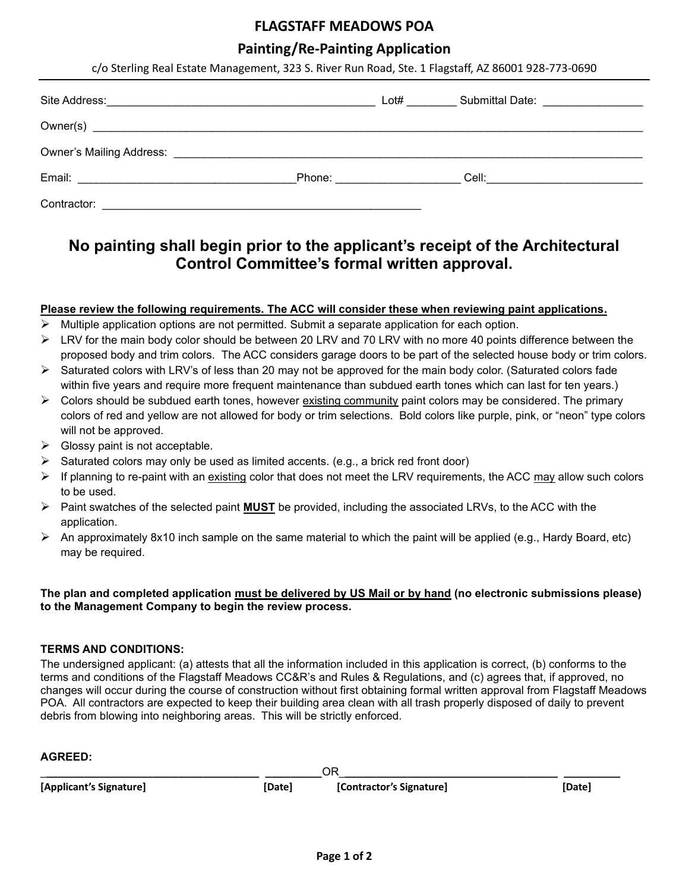# FLAGSTAFF MEADOWS POA

## Painting/Re-Painting Application

c/o Sterling Real Estate Management, 323 S. River Run Road, Ste. 1 Flagstaff, AZ 86001 928-773-0690

Site Address:__________________________________________ Lot# ________ Submittal Date: _______________

Owner(s) ____________________________________________________________________________________

Owner's Mailing Address: ______________________________________________________________________

Email: __________________________________Phone: ___________________ Cell:________________________

Contractor: ___________________________________________________

## No painting shall begin prior to the applicant's receipt of the Architectural Control Committee's formal written approval.

**<u>Please review the following requirements. The ACC will consider these when reviewing paint applications.</u>**

- Multiple application options are not permitted. Submit a separate application for each option.
- LRV for the main body color should be between 20 LRV and 70 LRV with no more 40 points difference between the proposed body and trim colors. The ACC considers garage doors to be part of the selected house body or trim colors.
- Saturated colors with LRV's of less than 20 may not be approved for the main body color. (Saturated colors fade within five years and require more frequent maintenance than subdued earth tones which can last for ten years.)
- Colors should be subdued earth tones, however <u>existing community</u> paint colors may be considered. The primary colors of red and yellow are not allowed for body or trim selections. Bold colors like purple, pink, or "neon" type colors will not be approved.
- Glossy paint is not acceptable.
- Saturated colors may only be used as limited accents. (e.g., a brick red front door)
- If planning to re-paint with an <u>existing</u> color that does not meet the LRV requirements, the ACC <u>may</u> allow such colors to be used.
- Paint swatches of the selected paint **<u>MUST</u>** be provided, including the associated LRVs, to the ACC with the application.
- An approximately 8x10 inch sample on the same material to which the paint will be applied (e.g., Hardy Board, etc) may be required.

**The plan and completed application <u>must be delivered by US Mail or by hand</u> (no electronic submissions please) to the Management Company to begin the review process.**

**TERMS AND CONDITIONS:**

The undersigned applicant: (a) attests that all the information included in this application is correct, (b) conforms to the terms and conditions of the Flagstaff Meadows CC&R's and Rules & Regulations, and (c) agrees that, if approved, no changes will occur during the course of construction without first obtaining formal written approval from Flagstaff Meadows POA. All contractors are expected to keep their building area clean with all trash properly disposed of daily to prevent debris from blowing into neighboring areas. This will be strictly enforced.

**AGREED:**

___________________________________ _________OR___________________________________ _________

**[Applicant's Signature]** **[Date]** **[Contractor's Signature]** **[Date]**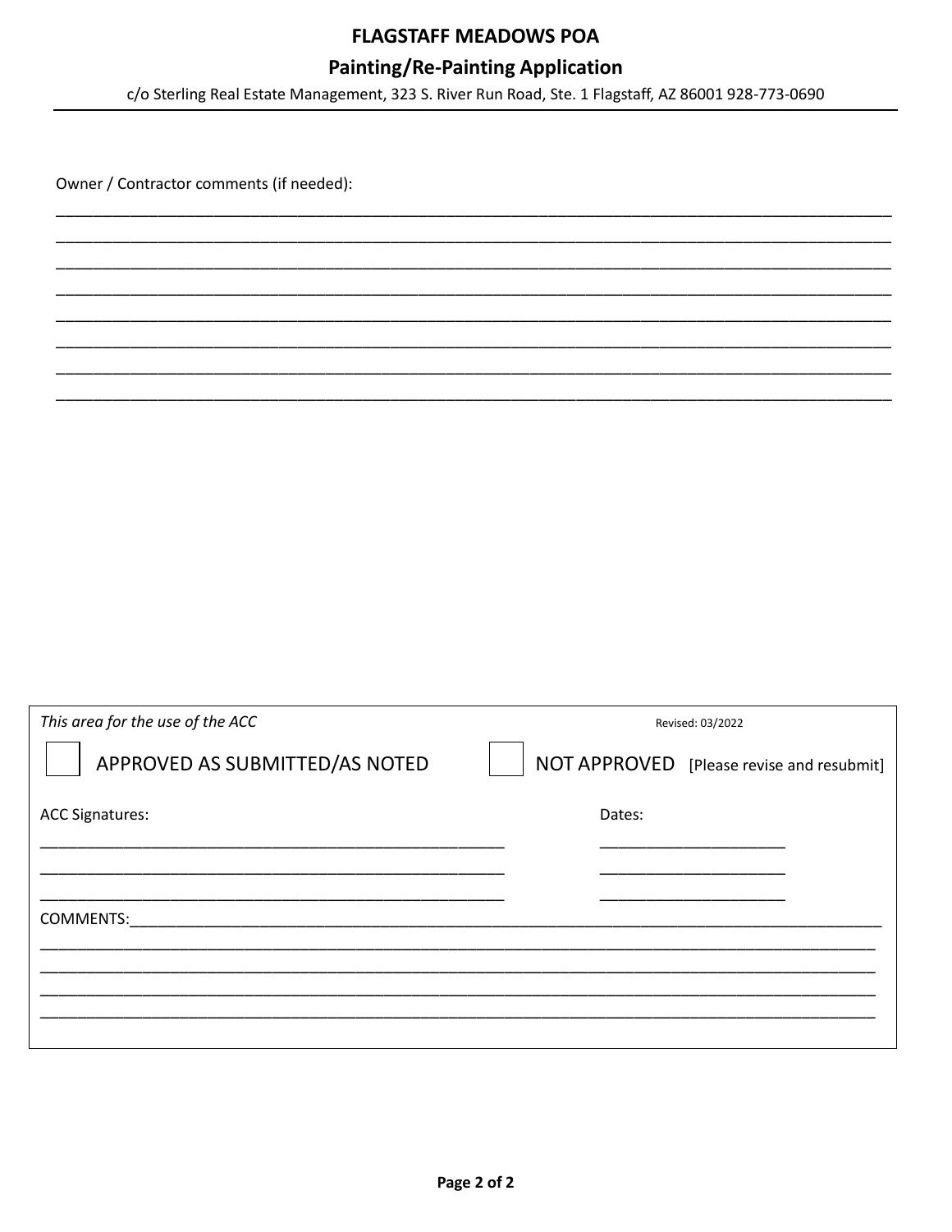# FLAGSTAFF MEADOWS POA

## Painting/Re-Painting Application

c/o Sterling Real Estate Management, 323 S. River Run Road, Ste. 1 Flagstaff, AZ 86001 928-773-0690

Owner / Contractor comments (if needed):

___________________________________________________________________________________________

___________________________________________________________________________________________

___________________________________________________________________________________________

___________________________________________________________________________________________

___________________________________________________________________________________________

___________________________________________________________________________________________

___________________________________________________________________________________________

___________________________________________________________________________________________

*This area for the use of the ACC*

Revised: 03/2022

☐ APPROVED AS SUBMITTED/AS NOTED

☐ NOT APPROVED [Please revise and resubmit]

| ACC Signatures: | Dates: |
| --- | --- |
| _____________________________________________ | ____________________ |
| _____________________________________________ | ____________________ |
| _____________________________________________ | ____________________ |

COMMENTS:___________________________________________________________________________

___________________________________________________________________________________________

___________________________________________________________________________________________

___________________________________________________________________________________________

___________________________________________________________________________________________